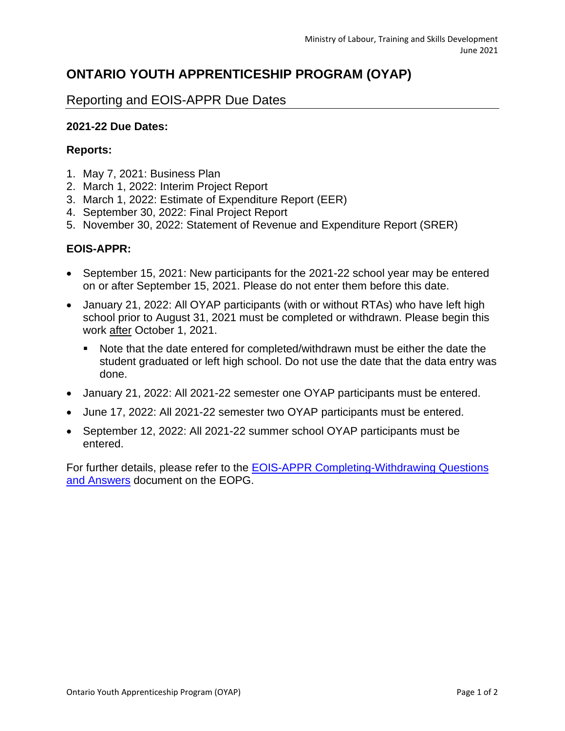Ministry of Labour, Training and Skills Development
June 2021

# ONTARIO YOUTH APPRENTICESHIP PROGRAM (OYAP)

## Reporting and EOIS-APPR Due Dates

### 2021-22 Due Dates:

### Reports:

1. May 7, 2021: Business Plan
2. March 1, 2022: Interim Project Report
3. March 1, 2022: Estimate of Expenditure Report (EER)
4. September 30, 2022: Final Project Report
5. November 30, 2022: Statement of Revenue and Expenditure Report (SRER)

### EOIS-APPR:

- September 15, 2021: New participants for the 2021-22 school year may be entered on or after September 15, 2021. Please do not enter them before this date.
- January 21, 2022: All OYAP participants (with or without RTAs) who have left high school prior to August 31, 2021 must be completed or withdrawn. Please begin this work <u>after</u> October 1, 2021.
  - Note that the date entered for completed/withdrawn must be either the date the student graduated or left high school. Do not use the date that the data entry was done.
- January 21, 2022: All 2021-22 semester one OYAP participants must be entered.
- June 17, 2022: All 2021-22 semester two OYAP participants must be entered.
- September 12, 2022: All 2021-22 summer school OYAP participants must be entered.

For further details, please refer to the EOIS-APPR Completing-Withdrawing Questions and Answers document on the EOPG.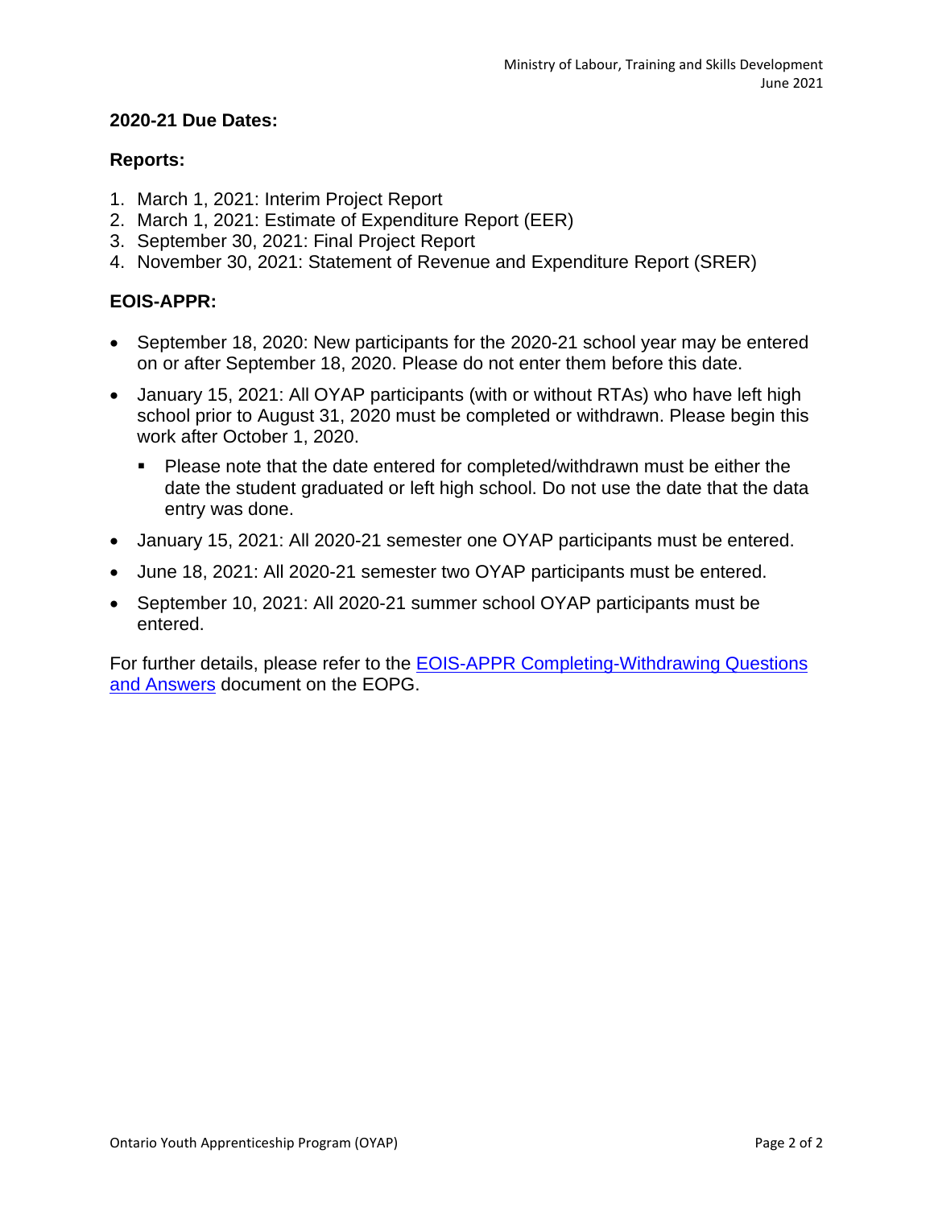**2020-21 Due Dates:**

**Reports:**

1. March 1, 2021: Interim Project Report
2. March 1, 2021: Estimate of Expenditure Report (EER)
3. September 30, 2021: Final Project Report
4. November 30, 2021: Statement of Revenue and Expenditure Report (SRER)

**EOIS-APPR:**

- September 18, 2020: New participants for the 2020-21 school year may be entered on or after September 18, 2020. Please do not enter them before this date.
- January 15, 2021: All OYAP participants (with or without RTAs) who have left high school prior to August 31, 2020 must be completed or withdrawn. Please begin this work after October 1, 2020.
  - Please note that the date entered for completed/withdrawn must be either the date the student graduated or left high school. Do not use the date that the data entry was done.
- January 15, 2021: All 2020-21 semester one OYAP participants must be entered.
- June 18, 2021: All 2020-21 semester two OYAP participants must be entered.
- September 10, 2021: All 2020-21 summer school OYAP participants must be entered.

For further details, please refer to the [EOIS-APPR Completing-Withdrawing Questions and Answers] document on the EOPG.